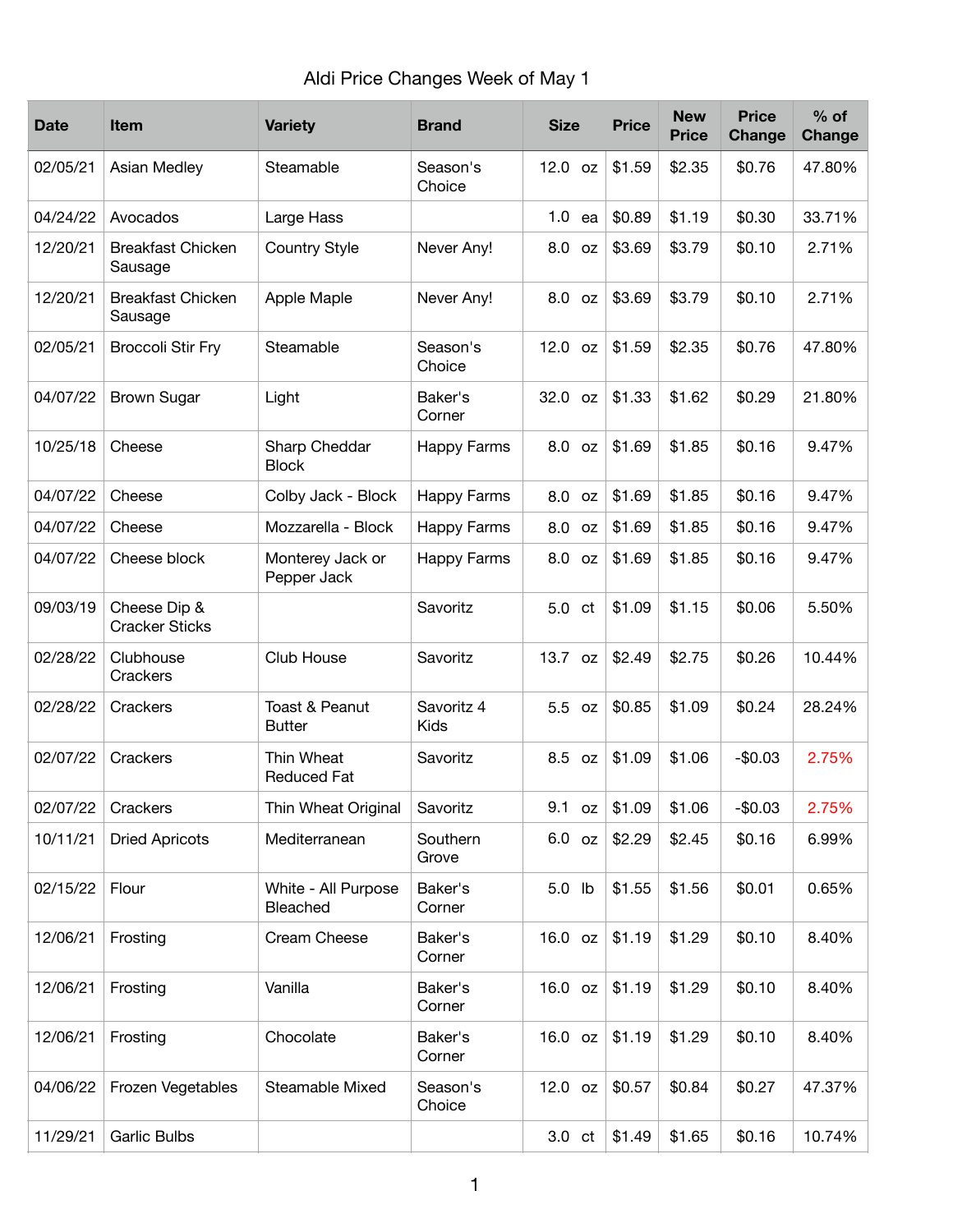# Aldi Price Changes Week of May 1

| Date | Item | Variety | Brand | Size | | Price | New Price | Price Change | % of Change |
|---|---|---|---|---|---|---|---|---|---|
| 02/05/21 | Asian Medley | Steamable | Season's Choice | 12.0 | oz | $1.59 | $2.35 | $0.76 | 47.80% |
| 04/24/22 | Avocados | Large Hass | | 1.0 | ea | $0.89 | $1.19 | $0.30 | 33.71% |
| 12/20/21 | Breakfast Chicken Sausage | Country Style | Never Any! | 8.0 | oz | $3.69 | $3.79 | $0.10 | 2.71% |
| 12/20/21 | Breakfast Chicken Sausage | Apple Maple | Never Any! | 8.0 | oz | $3.69 | $3.79 | $0.10 | 2.71% |
| 02/05/21 | Broccoli Stir Fry | Steamable | Season's Choice | 12.0 | oz | $1.59 | $2.35 | $0.76 | 47.80% |
| 04/07/22 | Brown Sugar | Light | Baker's Corner | 32.0 | oz | $1.33 | $1.62 | $0.29 | 21.80% |
| 10/25/18 | Cheese | Sharp Cheddar Block | Happy Farms | 8.0 | oz | $1.69 | $1.85 | $0.16 | 9.47% |
| 04/07/22 | Cheese | Colby Jack - Block | Happy Farms | 8.0 | oz | $1.69 | $1.85 | $0.16 | 9.47% |
| 04/07/22 | Cheese | Mozzarella - Block | Happy Farms | 8.0 | oz | $1.69 | $1.85 | $0.16 | 9.47% |
| 04/07/22 | Cheese block | Monterey Jack or Pepper Jack | Happy Farms | 8.0 | oz | $1.69 | $1.85 | $0.16 | 9.47% |
| 09/03/19 | Cheese Dip & Cracker Sticks | | Savoritz | 5.0 | ct | $1.09 | $1.15 | $0.06 | 5.50% |
| 02/28/22 | Clubhouse Crackers | Club House | Savoritz | 13.7 | oz | $2.49 | $2.75 | $0.26 | 10.44% |
| 02/28/22 | Crackers | Toast & Peanut Butter | Savoritz 4 Kids | 5.5 | oz | $0.85 | $1.09 | $0.24 | 28.24% |
| 02/07/22 | Crackers | Thin Wheat Reduced Fat | Savoritz | 8.5 | oz | $1.09 | $1.06 | -$0.03 | 2.75% |
| 02/07/22 | Crackers | Thin Wheat Original | Savoritz | 9.1 | oz | $1.09 | $1.06 | -$0.03 | 2.75% |
| 10/11/21 | Dried Apricots | Mediterranean | Southern Grove | 6.0 | oz | $2.29 | $2.45 | $0.16 | 6.99% |
| 02/15/22 | Flour | White - All Purpose Bleached | Baker's Corner | 5.0 | lb | $1.55 | $1.56 | $0.01 | 0.65% |
| 12/06/21 | Frosting | Cream Cheese | Baker's Corner | 16.0 | oz | $1.19 | $1.29 | $0.10 | 8.40% |
| 12/06/21 | Frosting | Vanilla | Baker's Corner | 16.0 | oz | $1.19 | $1.29 | $0.10 | 8.40% |
| 12/06/21 | Frosting | Chocolate | Baker's Corner | 16.0 | oz | $1.19 | $1.29 | $0.10 | 8.40% |
| 04/06/22 | Frozen Vegetables | Steamable Mixed | Season's Choice | 12.0 | oz | $0.57 | $0.84 | $0.27 | 47.37% |
| 11/29/21 | Garlic Bulbs | | | 3.0 | ct | $1.49 | $1.65 | $0.16 | 10.74% |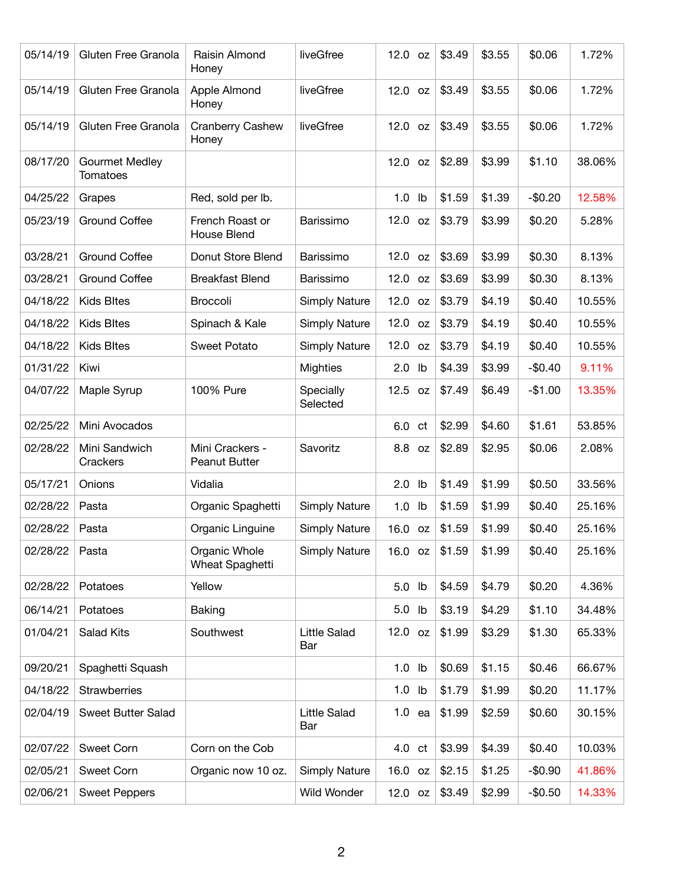| | | | | | | | | | |
|---|---|---|---|---|---|---|---|---|---|
| 05/14/19 | Gluten Free Granola | Raisin Almond Honey | liveGfree | 12.0 | oz | $3.49 | $3.55 | $0.06 | 1.72% |
| 05/14/19 | Gluten Free Granola | Apple Almond Honey | liveGfree | 12.0 | oz | $3.49 | $3.55 | $0.06 | 1.72% |
| 05/14/19 | Gluten Free Granola | Cranberry Cashew Honey | liveGfree | 12.0 | oz | $3.49 | $3.55 | $0.06 | 1.72% |
| 08/17/20 | Gourmet Medley Tomatoes | | | 12.0 | oz | $2.89 | $3.99 | $1.10 | 38.06% |
| 04/25/22 | Grapes | Red, sold per lb. | | 1.0 | lb | $1.59 | $1.39 | -$0.20 | 12.58% |
| 05/23/19 | Ground Coffee | French Roast or House Blend | Barissimo | 12.0 | oz | $3.79 | $3.99 | $0.20 | 5.28% |
| 03/28/21 | Ground Coffee | Donut Store Blend | Barissimo | 12.0 | oz | $3.69 | $3.99 | $0.30 | 8.13% |
| 03/28/21 | Ground Coffee | Breakfast Blend | Barissimo | 12.0 | oz | $3.69 | $3.99 | $0.30 | 8.13% |
| 04/18/22 | Kids BItes | Broccoli | Simply Nature | 12.0 | oz | $3.79 | $4.19 | $0.40 | 10.55% |
| 04/18/22 | Kids BItes | Spinach & Kale | Simply Nature | 12.0 | oz | $3.79 | $4.19 | $0.40 | 10.55% |
| 04/18/22 | Kids BItes | Sweet Potato | Simply Nature | 12.0 | oz | $3.79 | $4.19 | $0.40 | 10.55% |
| 01/31/22 | Kiwi | | Mighties | 2.0 | lb | $4.39 | $3.99 | -$0.40 | 9.11% |
| 04/07/22 | Maple Syrup | 100% Pure | Specially Selected | 12.5 | oz | $7.49 | $6.49 | -$1.00 | 13.35% |
| 02/25/22 | Mini Avocados | | | 6.0 | ct | $2.99 | $4.60 | $1.61 | 53.85% |
| 02/28/22 | Mini Sandwich Crackers | Mini Crackers - Peanut Butter | Savoritz | 8.8 | oz | $2.89 | $2.95 | $0.06 | 2.08% |
| 05/17/21 | Onions | Vidalia | | 2.0 | lb | $1.49 | $1.99 | $0.50 | 33.56% |
| 02/28/22 | Pasta | Organic Spaghetti | Simply Nature | 1.0 | lb | $1.59 | $1.99 | $0.40 | 25.16% |
| 02/28/22 | Pasta | Organic Linguine | Simply Nature | 16.0 | oz | $1.59 | $1.99 | $0.40 | 25.16% |
| 02/28/22 | Pasta | Organic Whole Wheat Spaghetti | Simply Nature | 16.0 | oz | $1.59 | $1.99 | $0.40 | 25.16% |
| 02/28/22 | Potatoes | Yellow | | 5.0 | lb | $4.59 | $4.79 | $0.20 | 4.36% |
| 06/14/21 | Potatoes | Baking | | 5.0 | lb | $3.19 | $4.29 | $1.10 | 34.48% |
| 01/04/21 | Salad Kits | Southwest | Little Salad Bar | 12.0 | oz | $1.99 | $3.29 | $1.30 | 65.33% |
| 09/20/21 | Spaghetti Squash | | | 1.0 | lb | $0.69 | $1.15 | $0.46 | 66.67% |
| 04/18/22 | Strawberries | | | 1.0 | lb | $1.79 | $1.99 | $0.20 | 11.17% |
| 02/04/19 | Sweet Butter Salad | | Little Salad Bar | 1.0 | ea | $1.99 | $2.59 | $0.60 | 30.15% |
| 02/07/22 | Sweet Corn | Corn on the Cob | | 4.0 | ct | $3.99 | $4.39 | $0.40 | 10.03% |
| 02/05/21 | Sweet Corn | Organic now 10 oz. | Simply Nature | 16.0 | oz | $2.15 | $1.25 | -$0.90 | 41.86% |
| 02/06/21 | Sweet Peppers | | Wild Wonder | 12.0 | oz | $3.49 | $2.99 | -$0.50 | 14.33% |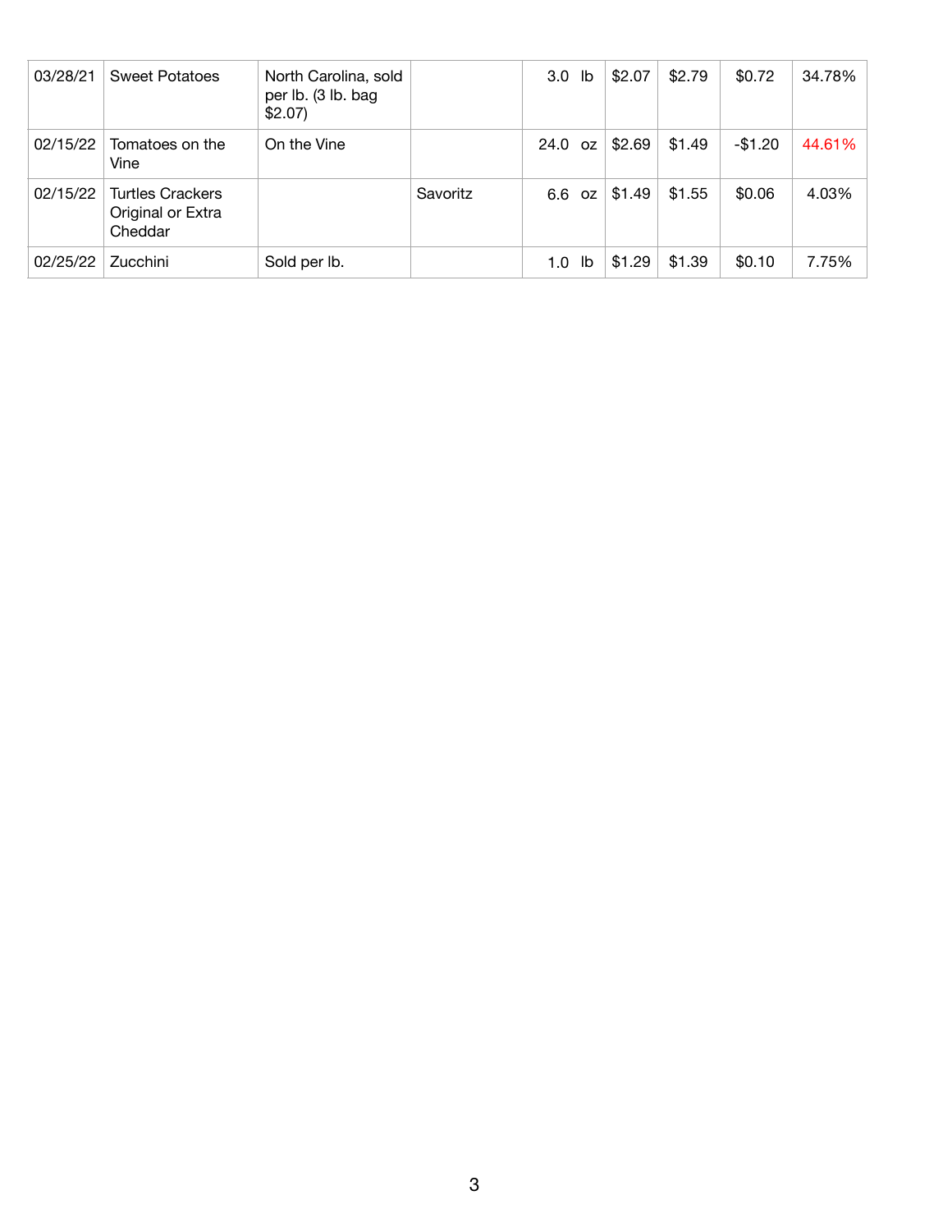| | | | | | | | | | |
|---|---|---|---|---|---|---|---|---|---|
| 03/28/21 | Sweet Potatoes | North Carolina, sold per lb. (3 lb. bag $2.07) | | 3.0 | lb | $2.07 | $2.79 | $0.72 | 34.78% |
| 02/15/22 | Tomatoes on the Vine | On the Vine | | 24.0 | oz | $2.69 | $1.49 | -$1.20 | 44.61% |
| 02/15/22 | Turtles Crackers Original or Extra Cheddar | | Savoritz | 6.6 | oz | $1.49 | $1.55 | $0.06 | 4.03% |
| 02/25/22 | Zucchini | Sold per lb. | | 1.0 | lb | $1.29 | $1.39 | $0.10 | 7.75% |